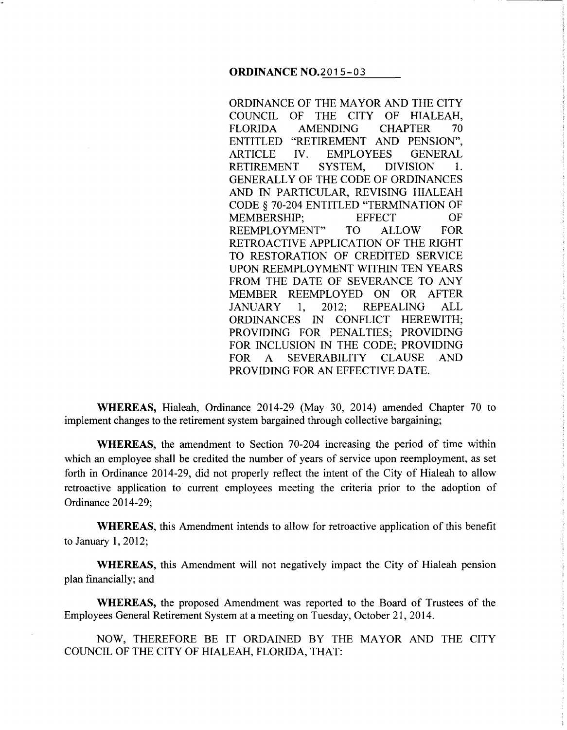**ORDINANCE NO. 2015-03**

ORDINANCE OF THE MAYOR AND THE CITY COUNCIL OF THE CITY OF HIALEAH, FLORIDA AMENDING CHAPTER 70 ENTITLED "RETIREMENT AND PENSION", ARTICLE IV. EMPLOYEES GENERAL RETIREMENT SYSTEM, DIVISION 1. GENERALLY OF THE CODE OF ORDINANCES AND IN PARTICULAR, REVISING HIALEAH CODE § 70-204 ENTITLED "TERMINATION OF MEMBERSHIP; EFFECT OF REEMPLOYMENT" TO ALLOW FOR RETROACTIVE APPLICATION OF THE RIGHT TO RESTORATION OF CREDITED SERVICE UPON REEMPLOYMENT WITHIN TEN YEARS FROM THE DATE OF SEVERANCE TO ANY MEMBER REEMPLOYED ON OR AFTER JANUARY 1, 2012; REPEALING ALL ORDINANCES IN CONFLICT HEREWITH; PROVIDING FOR PENALTIES; PROVIDING FOR INCLUSION IN THE CODE; PROVIDING FOR A SEVERABILITY CLAUSE AND PROVIDING FOR AN EFFECTIVE DATE.

**WHEREAS,** Hialeah, Ordinance 2014-29 (May 30, 2014) amended Chapter 70 to implement changes to the retirement system bargained through collective bargaining;

**WHEREAS,** the amendment to Section 70-204 increasing the period of time within which an employee shall be credited the number of years of service upon reemployment, as set forth in Ordinance 2014-29, did not properly reflect the intent of the City of Hialeah to allow retroactive application to current employees meeting the criteria prior to the adoption of Ordinance 2014-29;

**WHEREAS,** this Amendment intends to allow for retroactive application of this benefit to January 1, 2012;

**WHEREAS,** this Amendment will not negatively impact the City of Hialeah pension plan financially; and

**WHEREAS,** the proposed Amendment was reported to the Board of Trustees of the Employees General Retirement System at a meeting on Tuesday, October 21, 2014.

NOW, THEREFORE BE IT ORDAINED BY THE MAYOR AND THE CITY COUNCIL OF THE CITY OF HIALEAH, FLORIDA, THAT: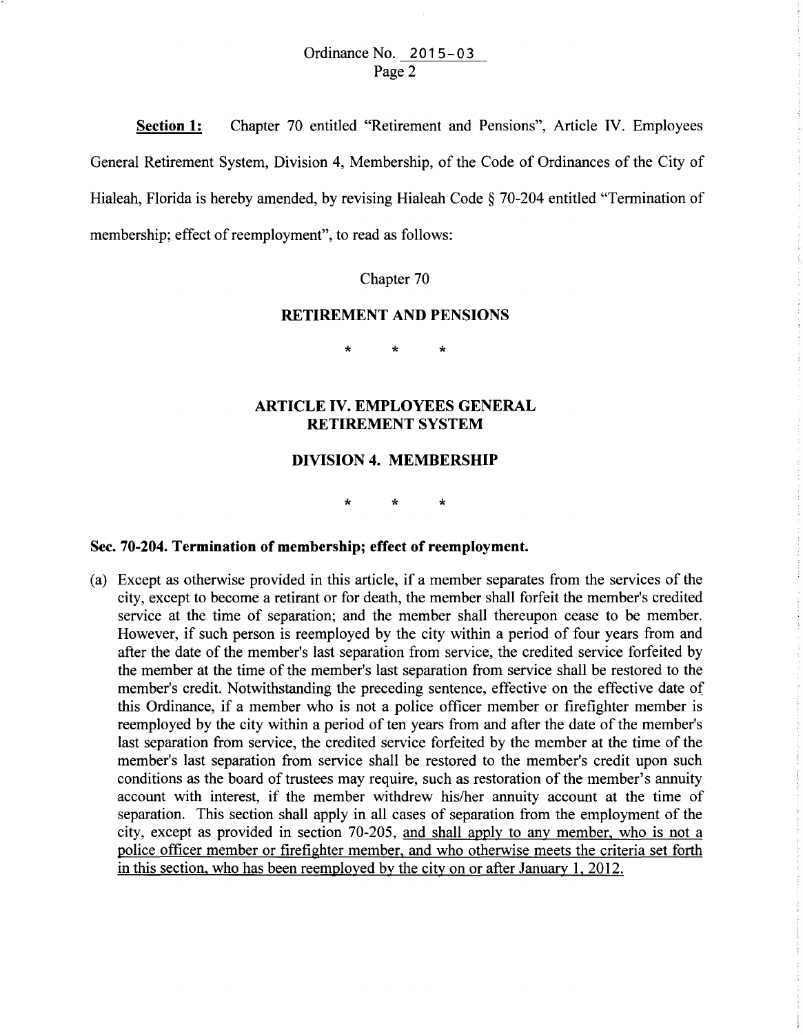**Section 1:** Chapter 70 entitled "Retirement and Pensions", Article IV. Employees General Retirement System, Division 4, Membership, of the Code of Ordinances of the City of Hialeah, Florida is hereby amended, by revising Hialeah Code § 70-204 entitled "Termination of membership; effect of reemployment", to read as follows:

Chapter 70

**RETIREMENT AND PENSIONS**

\* \* \*

**ARTICLE IV. EMPLOYEES GENERAL RETIREMENT SYSTEM**

**DIVISION 4. MEMBERSHIP**

\* \* \*

**Sec. 70-204. Termination of membership; effect of reemployment.**

(a) Except as otherwise provided in this article, if a member separates from the services of the city, except to become a retirant or for death, the member shall forfeit the member's credited service at the time of separation; and the member shall thereupon cease to be member. However, if such person is reemployed by the city within a period of four years from and after the date of the member's last separation from service, the credited service forfeited by the member at the time of the member's last separation from service shall be restored to the member's credit. Notwithstanding the preceding sentence, effective on the effective date of this Ordinance, if a member who is not a police officer member or firefighter member is reemployed by the city within a period of ten years from and after the date of the member's last separation from service, the credited service forfeited by the member at the time of the member's last separation from service shall be restored to the member's credit upon such conditions as the board of trustees may require, such as restoration of the member's annuity account with interest, if the member withdrew his/her annuity account at the time of separation. This section shall apply in all cases of separation from the employment of the city, except as provided in section 70-205, <u>and shall apply to any member, who is not a police officer member or firefighter member, and who otherwise meets the criteria set forth in this section, who has been reemployed by the city on or after January 1, 2012.</u>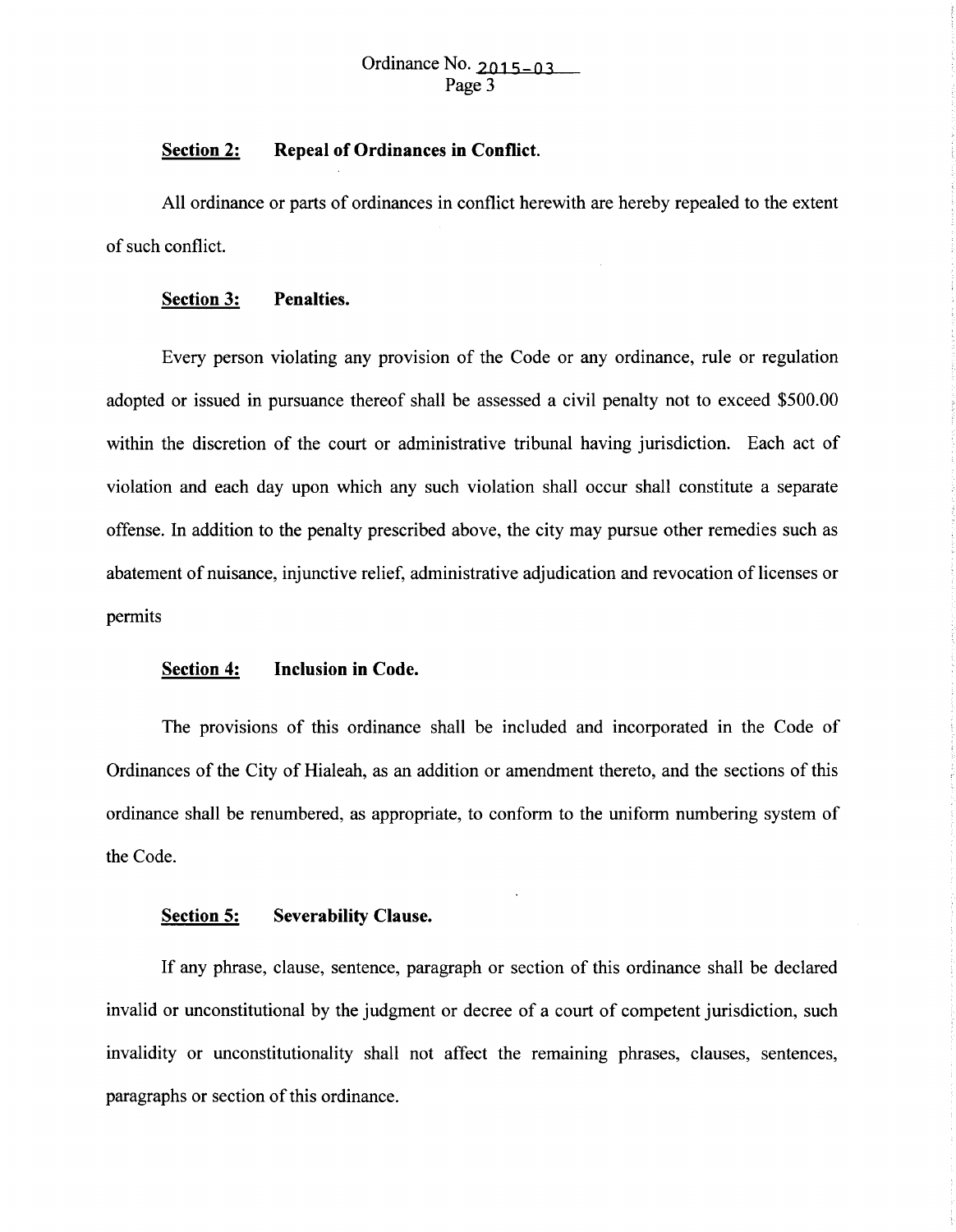**Section 2: Repeal of Ordinances in Conflict.**

All ordinance or parts of ordinances in conflict herewith are hereby repealed to the extent of such conflict.

**Section 3: Penalties.**

Every person violating any provision of the Code or any ordinance, rule or regulation adopted or issued in pursuance thereof shall be assessed a civil penalty not to exceed $500.00 within the discretion of the court or administrative tribunal having jurisdiction. Each act of violation and each day upon which any such violation shall occur shall constitute a separate offense. In addition to the penalty prescribed above, the city may pursue other remedies such as abatement of nuisance, injunctive relief, administrative adjudication and revocation of licenses or permits

**Section 4: Inclusion in Code.**

The provisions of this ordinance shall be included and incorporated in the Code of Ordinances of the City of Hialeah, as an addition or amendment thereto, and the sections of this ordinance shall be renumbered, as appropriate, to conform to the uniform numbering system of the Code.

**Section 5: Severability Clause.**

If any phrase, clause, sentence, paragraph or section of this ordinance shall be declared invalid or unconstitutional by the judgment or decree of a court of competent jurisdiction, such invalidity or unconstitutionality shall not affect the remaining phrases, clauses, sentences, paragraphs or section of this ordinance.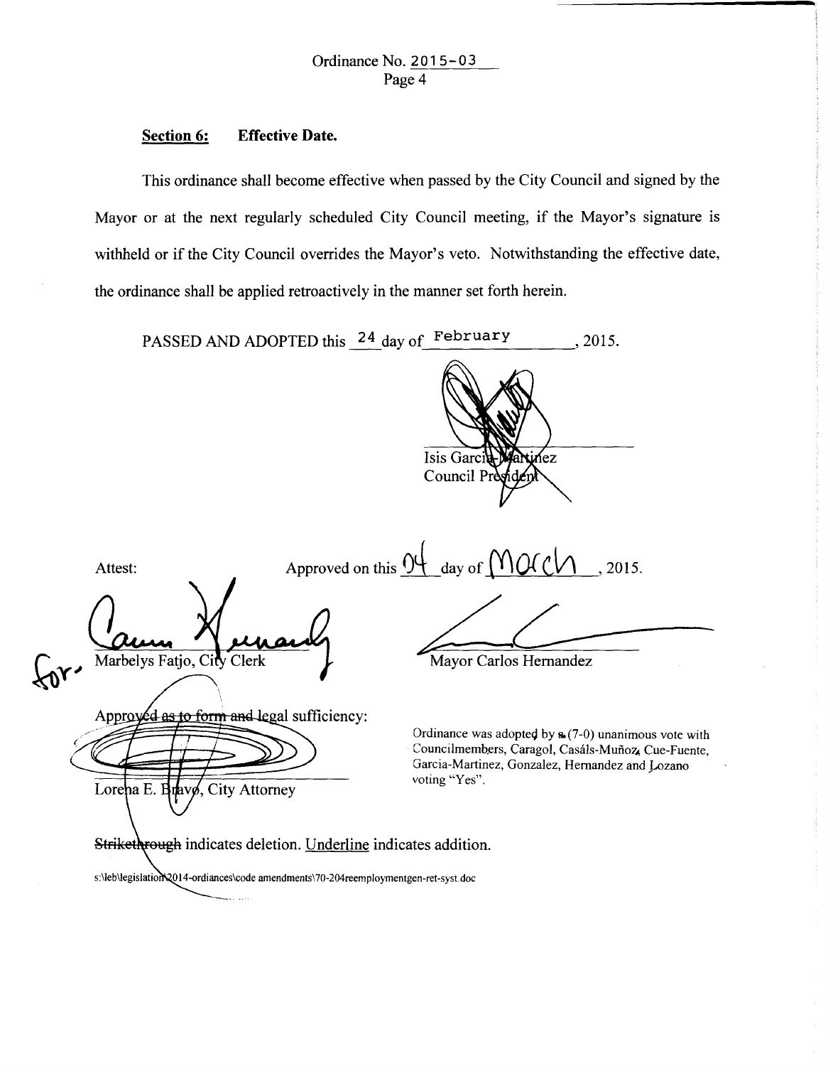Ordinance No. 2015-03

## Section 6: Effective Date.

This ordinance shall become effective when passed by the City Council and signed by the Mayor or at the next regularly scheduled City Council meeting, if the Mayor's signature is withheld or if the City Council overrides the Mayor's veto. Notwithstanding the effective date, the ordinance shall be applied retroactively in the manner set forth herein.

PASSED AND ADOPTED this 24 day of February, 2015.

Isis Garcia-Martinez
Council President

Attest:

for: Marbelys Fatjo, City Clerk

Approved on this 04 day of March, 2015.

Mayor Carlos Hernandez

Approved as to form and legal sufficiency:

Lorena E. Bravo, City Attorney

Ordinance was adopted by a (7-0) unanimous vote with Councilmembers, Caragol, Casáls-Muñoz, Cue-Fuente, Garcia-Martinez, Gonzalez, Hernandez and Lozano voting "Yes".

~~Strikethrough~~ indicates deletion. <u>Underline</u> indicates addition.

s:\leb\legislation\2014-ordiances\code amendments\70-204reemploymentgen-ret-syst.doc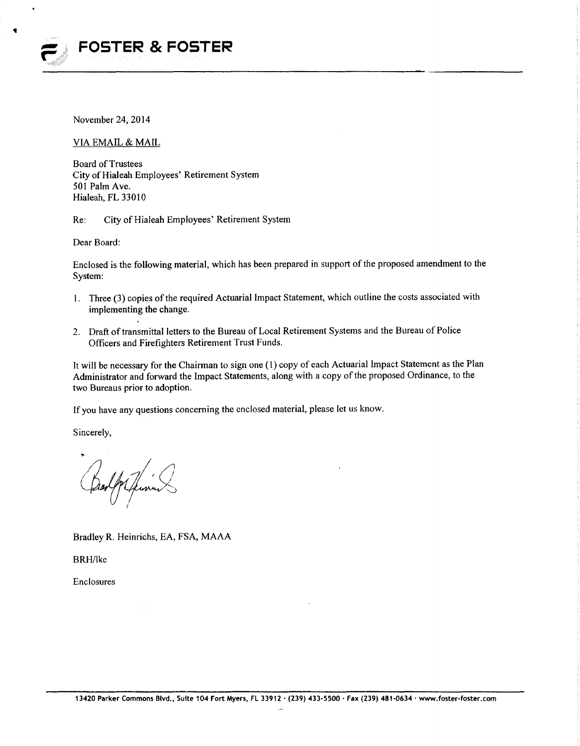**FOSTER & FOSTER**

November 24, 2014

VIA EMAIL & MAIL

Board of Trustees
City of Hialeah Employees' Retirement System
501 Palm Ave.
Hialeah, FL 33010

Re: City of Hialeah Employees' Retirement System

Dear Board:

Enclosed is the following material, which has been prepared in support of the proposed amendment to the System:

1. Three (3) copies of the required Actuarial Impact Statement, which outline the costs associated with implementing the change.

2. Draft of transmittal letters to the Bureau of Local Retirement Systems and the Bureau of Police Officers and Firefighters Retirement Trust Funds.

It will be necessary for the Chairman to sign one (1) copy of each Actuarial Impact Statement as the Plan Administrator and forward the Impact Statements, along with a copy of the proposed Ordinance, to the two Bureaus prior to adoption.

If you have any questions concerning the enclosed material, please let us know.

Sincerely,

Bradley R. Heinrichs, EA, FSA, MAAA

BRH/lke

Enclosures

13420 Parker Commons Blvd., Suite 104 Fort Myers, FL 33912 · (239) 433-5500 · Fax (239) 481-0634 · www.foster-foster.com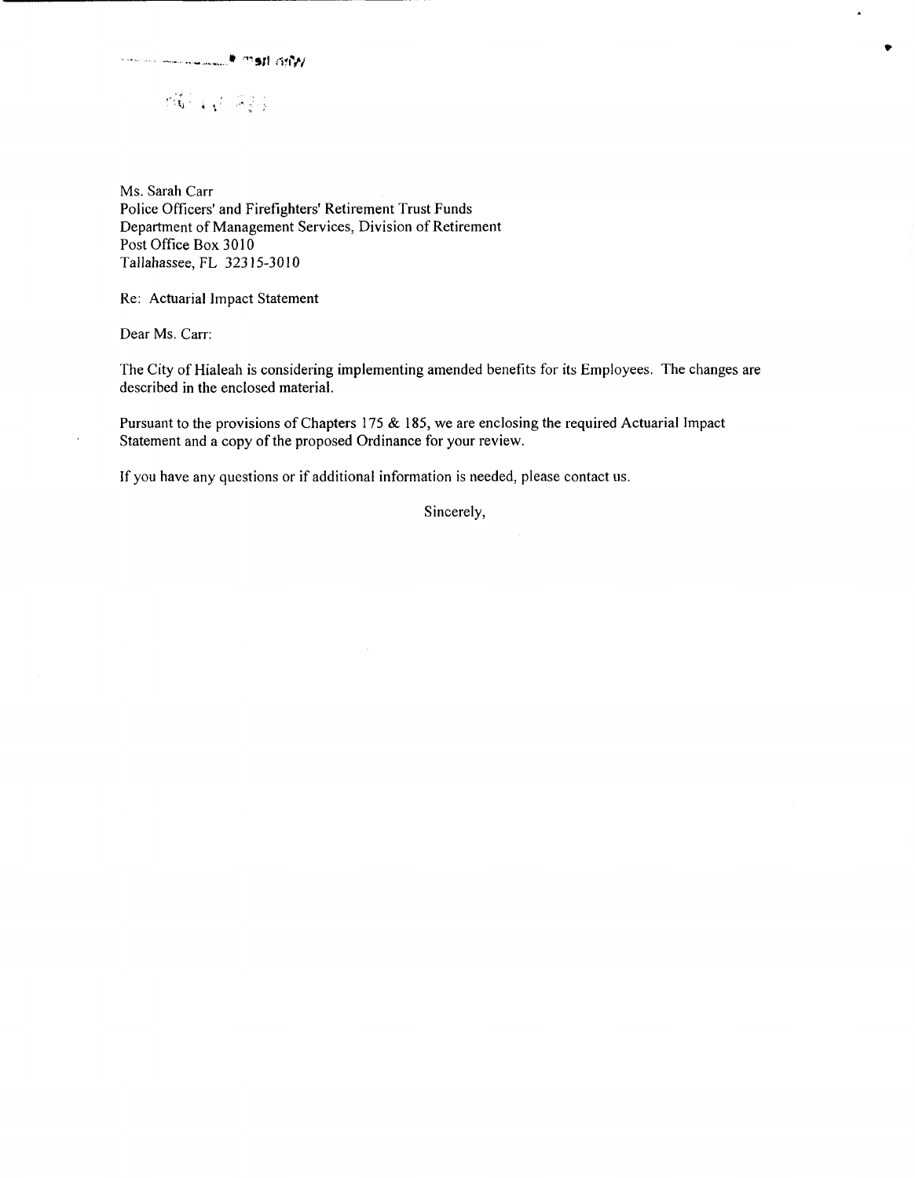Ms. Sarah Carr
Police Officers' and Firefighters' Retirement Trust Funds
Department of Management Services, Division of Retirement
Post Office Box 3010
Tallahassee, FL 32315-3010

Re: Actuarial Impact Statement

Dear Ms. Carr:

The City of Hialeah is considering implementing amended benefits for its Employees. The changes are described in the enclosed material.

Pursuant to the provisions of Chapters 175 & 185, we are enclosing the required Actuarial Impact Statement and a copy of the proposed Ordinance for your review.

If you have any questions or if additional information is needed, please contact us.

Sincerely,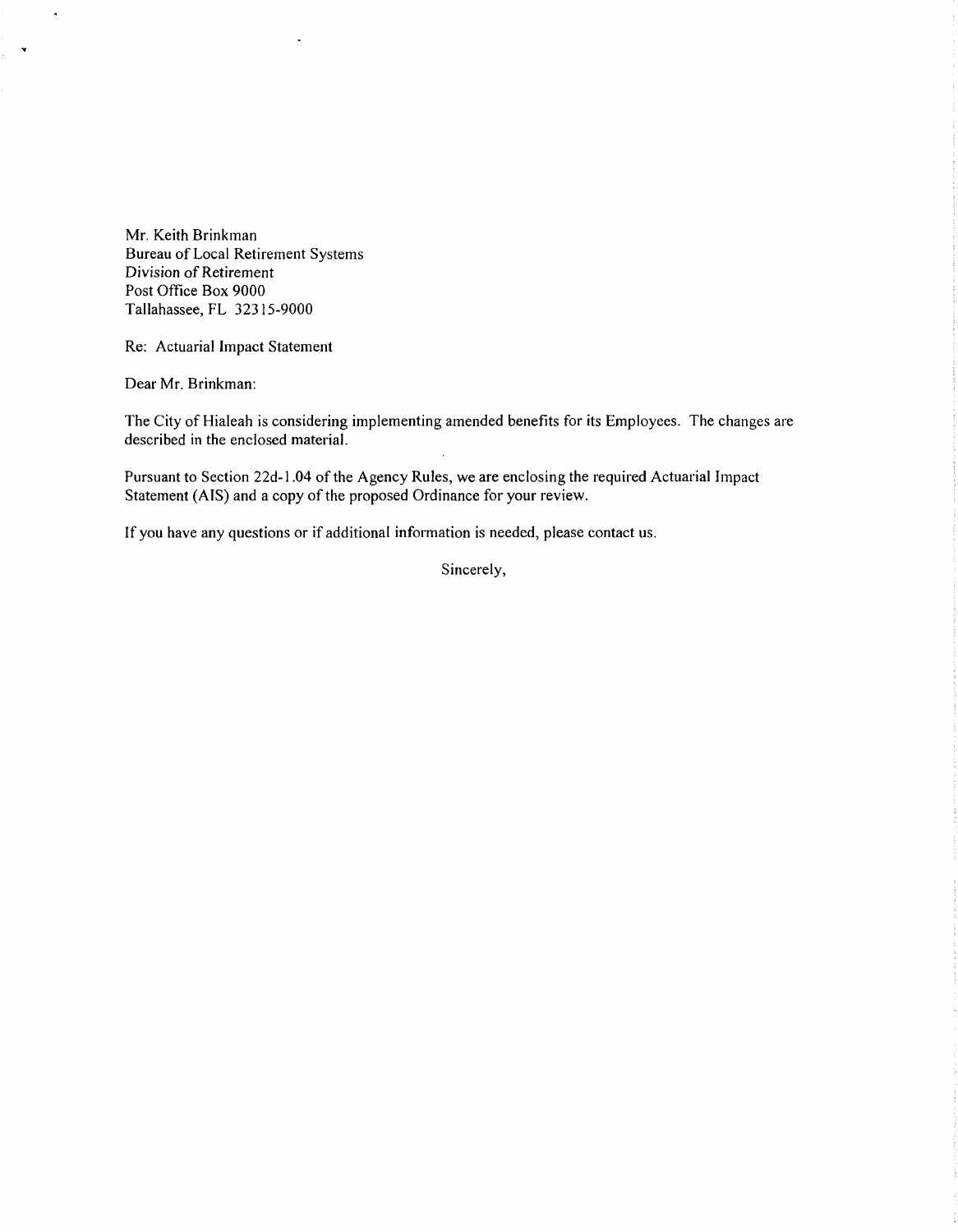Mr. Keith Brinkman
Bureau of Local Retirement Systems
Division of Retirement
Post Office Box 9000
Tallahassee, FL 32315-9000

Re: Actuarial Impact Statement

Dear Mr. Brinkman:

The City of Hialeah is considering implementing amended benefits for its Employees. The changes are described in the enclosed material.

Pursuant to Section 22d-1.04 of the Agency Rules, we are enclosing the required Actuarial Impact Statement (AIS) and a copy of the proposed Ordinance for your review.

If you have any questions or if additional information is needed, please contact us.

Sincerely,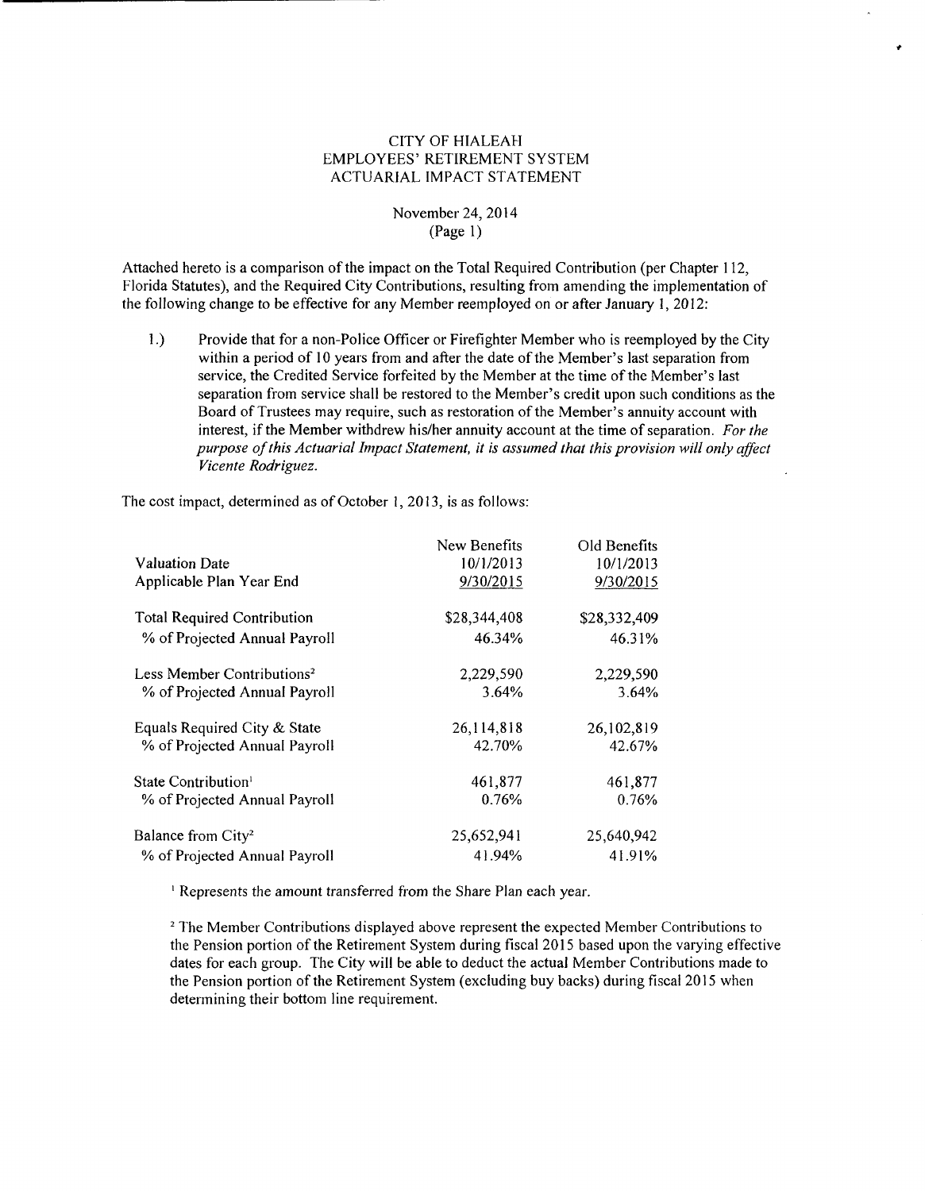# CITY OF HIALEAH
# EMPLOYEES' RETIREMENT SYSTEM
# ACTUARIAL IMPACT STATEMENT

November 24, 2014
(Page 1)

Attached hereto is a comparison of the impact on the Total Required Contribution (per Chapter 112, Florida Statutes), and the Required City Contributions, resulting from amending the implementation of the following change to be effective for any Member reemployed on or after January 1, 2012:

1.) Provide that for a non-Police Officer or Firefighter Member who is reemployed by the City within a period of 10 years from and after the date of the Member's last separation from service, the Credited Service forfeited by the Member at the time of the Member's last separation from service shall be restored to the Member's credit upon such conditions as the Board of Trustees may require, such as restoration of the Member's annuity account with interest, if the Member withdrew his/her annuity account at the time of separation. *For the purpose of this Actuarial Impact Statement, it is assumed that this provision will only affect Vicente Rodriguez.*

The cost impact, determined as of October 1, 2013, is as follows:

| | New Benefits | Old Benefits |
|---|---|---|
| Valuation Date | 10/1/2013 | 10/1/2013 |
| Applicable Plan Year End | 9/30/2015 | 9/30/2015 |
| Total Required Contribution | $28,344,408 | $28,332,409 |
| % of Projected Annual Payroll | 46.34% | 46.31% |
| Less Member Contributions[2] | 2,229,590 | 2,229,590 |
| % of Projected Annual Payroll | 3.64% | 3.64% |
| Equals Required City & State | 26,114,818 | 26,102,819 |
| % of Projected Annual Payroll | 42.70% | 42.67% |
| State Contribution[1] | 461,877 | 461,877 |
| % of Projected Annual Payroll | 0.76% | 0.76% |
| Balance from City[2] | 25,652,941 | 25,640,942 |
| % of Projected Annual Payroll | 41.94% | 41.91% |

[1] Represents the amount transferred from the Share Plan each year.

[2] The Member Contributions displayed above represent the expected Member Contributions to the Pension portion of the Retirement System during fiscal 2015 based upon the varying effective dates for each group. The City will be able to deduct the actual Member Contributions made to the Pension portion of the Retirement System (excluding buy backs) during fiscal 2015 when determining their bottom line requirement.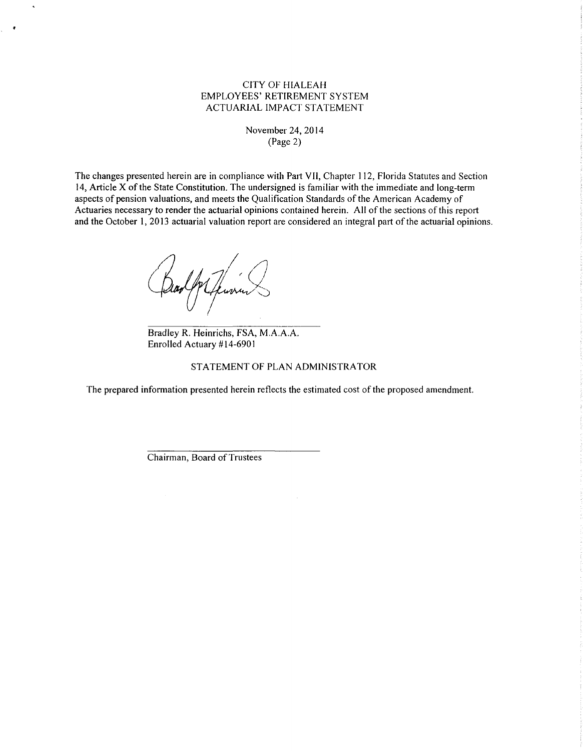CITY OF HIALEAH
EMPLOYEES' RETIREMENT SYSTEM
ACTUARIAL IMPACT STATEMENT

November 24, 2014
(Page 2)

The changes presented herein are in compliance with Part VII, Chapter 112, Florida Statutes and Section 14, Article X of the State Constitution. The undersigned is familiar with the immediate and long-term aspects of pension valuations, and meets the Qualification Standards of the American Academy of Actuaries necessary to render the actuarial opinions contained herein. All of the sections of this report and the October 1, 2013 actuarial valuation report are considered an integral part of the actuarial opinions.

Bradley R. Heinrichs, FSA, M.A.A.A.
Enrolled Actuary #14-6901

STATEMENT OF PLAN ADMINISTRATOR

The prepared information presented herein reflects the estimated cost of the proposed amendment.

Chairman, Board of Trustees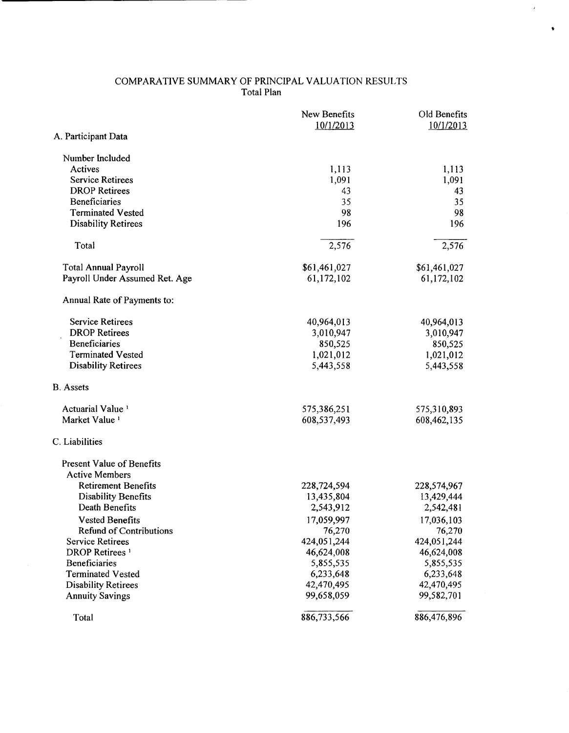# COMPARATIVE SUMMARY OF PRINCIPAL VALUATION RESULTS

## Total Plan

| | New Benefits 10/1/2013 | Old Benefits 10/1/2013 |
|---|---|---|
| **A. Participant Data** | | |
| Number Included | | |
| Actives | 1,113 | 1,113 |
| Service Retirees | 1,091 | 1,091 |
| DROP Retirees | 43 | 43 |
| Beneficiaries | 35 | 35 |
| Terminated Vested | 98 | 98 |
| Disability Retirees | 196 | 196 |
| Total | 2,576 | 2,576 |
| Total Annual Payroll | $61,461,027 | $61,461,027 |
| Payroll Under Assumed Ret. Age | 61,172,102 | 61,172,102 |
| Annual Rate of Payments to: | | |
| Service Retirees | 40,964,013 | 40,964,013 |
| DROP Retirees | 3,010,947 | 3,010,947 |
| Beneficiaries | 850,525 | 850,525 |
| Terminated Vested | 1,021,012 | 1,021,012 |
| Disability Retirees | 5,443,558 | 5,443,558 |
| **B. Assets** | | |
| Actuarial Value [1] | 575,386,251 | 575,310,893 |
| Market Value [1] | 608,537,493 | 608,462,135 |
| **C. Liabilities** | | |
| Present Value of Benefits | | |
| Active Members | | |
| Retirement Benefits | 228,724,594 | 228,574,967 |
| Disability Benefits | 13,435,804 | 13,429,444 |
| Death Benefits | 2,543,912 | 2,542,481 |
| Vested Benefits | 17,059,997 | 17,036,103 |
| Refund of Contributions | 76,270 | 76,270 |
| Service Retirees | 424,051,244 | 424,051,244 |
| DROP Retirees [1] | 46,624,008 | 46,624,008 |
| Beneficiaries | 5,855,535 | 5,855,535 |
| Terminated Vested | 6,233,648 | 6,233,648 |
| Disability Retirees | 42,470,495 | 42,470,495 |
| Annuity Savings | 99,658,059 | 99,582,701 |
| Total | 886,733,566 | 886,476,896 |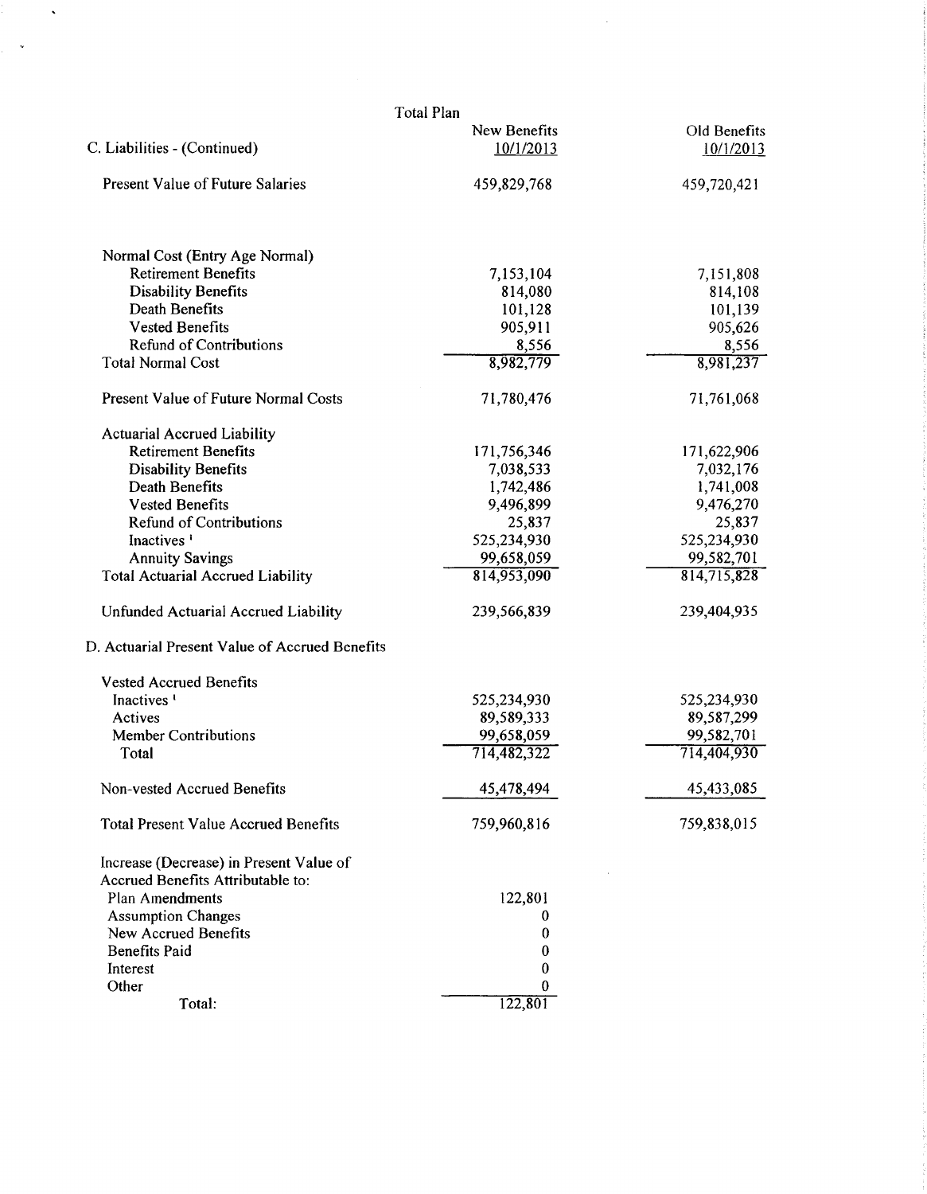| Total Plan | New Benefits 10/1/2013 | Old Benefits 10/1/2013 |
|---|---|---|
| C. Liabilities - (Continued) | | |
| Present Value of Future Salaries | 459,829,768 | 459,720,421 |
| Normal Cost (Entry Age Normal) | | |
| Retirement Benefits | 7,153,104 | 7,151,808 |
| Disability Benefits | 814,080 | 814,108 |
| Death Benefits | 101,128 | 101,139 |
| Vested Benefits | 905,911 | 905,626 |
| Refund of Contributions | 8,556 | 8,556 |
| Total Normal Cost | 8,982,779 | 8,981,237 |
| Present Value of Future Normal Costs | 71,780,476 | 71,761,068 |
| Actuarial Accrued Liability | | |
| Retirement Benefits | 171,756,346 | 171,622,906 |
| Disability Benefits | 7,038,533 | 7,032,176 |
| Death Benefits | 1,742,486 | 1,741,008 |
| Vested Benefits | 9,496,899 | 9,476,270 |
| Refund of Contributions | 25,837 | 25,837 |
| Inactives [1] | 525,234,930 | 525,234,930 |
| Annuity Savings | 99,658,059 | 99,582,701 |
| Total Actuarial Accrued Liability | 814,953,090 | 814,715,828 |
| Unfunded Actuarial Accrued Liability | 239,566,839 | 239,404,935 |
| D. Actuarial Present Value of Accrued Benefits | | |
| Vested Accrued Benefits | | |
| Inactives [1] | 525,234,930 | 525,234,930 |
| Actives | 89,589,333 | 89,587,299 |
| Member Contributions | 99,658,059 | 99,582,701 |
| Total | 714,482,322 | 714,404,930 |
| Non-vested Accrued Benefits | 45,478,494 | 45,433,085 |
| Total Present Value Accrued Benefits | 759,960,816 | 759,838,015 |
| Increase (Decrease) in Present Value of Accrued Benefits Attributable to: | | |
| Plan Amendments | 122,801 | |
| Assumption Changes | 0 | |
| New Accrued Benefits | 0 | |
| Benefits Paid | 0 | |
| Interest | 0 | |
| Other | 0 | |
| Total: | 122,801 | |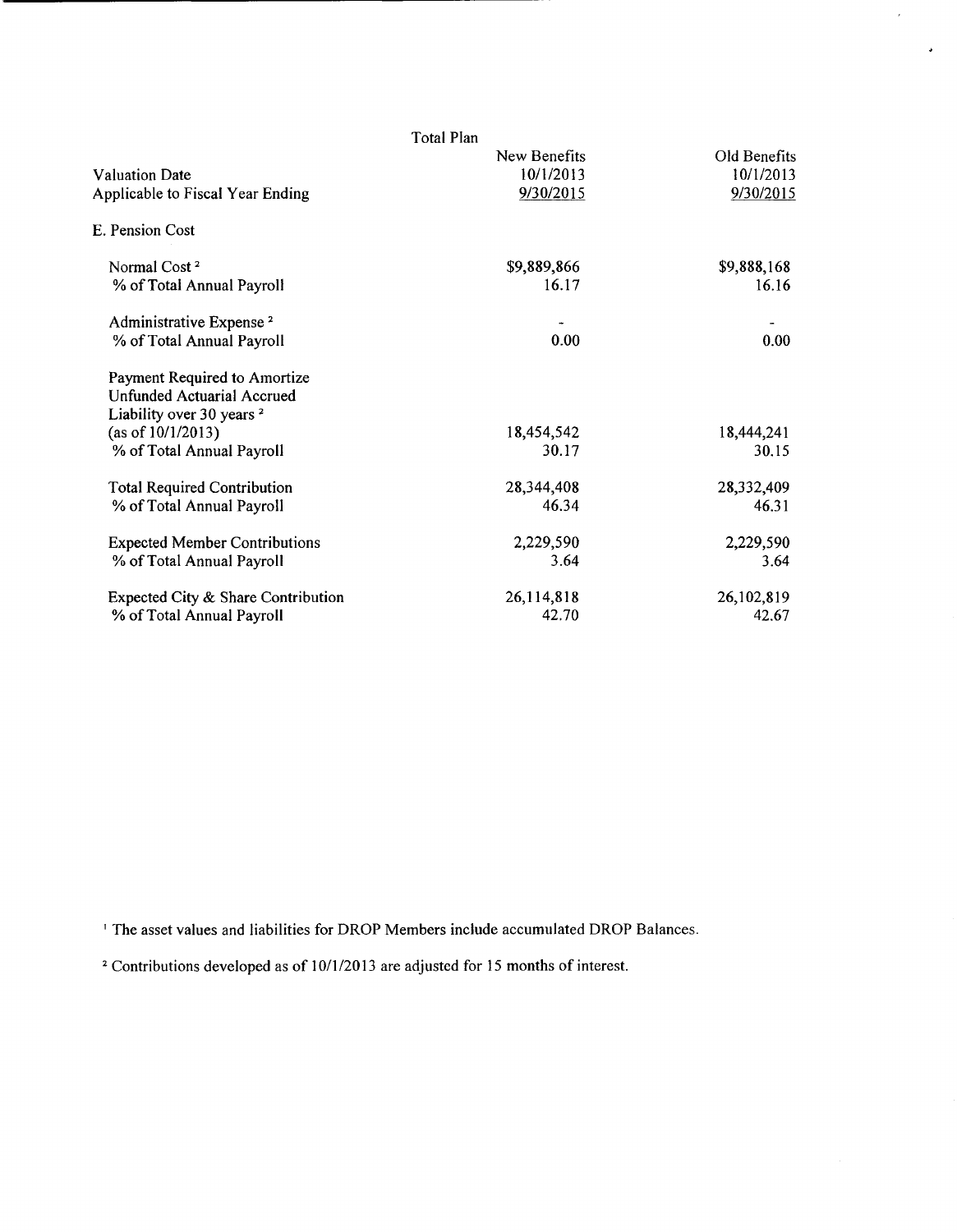| Total Plan | New Benefits | Old Benefits |
|---|---|---|
| Valuation Date | 10/1/2013 | 10/1/2013 |
| Applicable to Fiscal Year Ending | 9/30/2015 | 9/30/2015 |
| E. Pension Cost | | |
| Normal Cost [2] | $9,889,866 | $9,888,168 |
| % of Total Annual Payroll | 16.17 | 16.16 |
| Administrative Expense [2] | - | - |
| % of Total Annual Payroll | 0.00 | 0.00 |
| Payment Required to Amortize Unfunded Actuarial Accrued Liability over 30 years [2] (as of 10/1/2013) | 18,454,542 | 18,444,241 |
| % of Total Annual Payroll | 30.17 | 30.15 |
| Total Required Contribution | 28,344,408 | 28,332,409 |
| % of Total Annual Payroll | 46.34 | 46.31 |
| Expected Member Contributions | 2,229,590 | 2,229,590 |
| % of Total Annual Payroll | 3.64 | 3.64 |
| Expected City & Share Contribution | 26,114,818 | 26,102,819 |
| % of Total Annual Payroll | 42.70 | 42.67 |

[1] The asset values and liabilities for DROP Members include accumulated DROP Balances.

[2] Contributions developed as of 10/1/2013 are adjusted for 15 months of interest.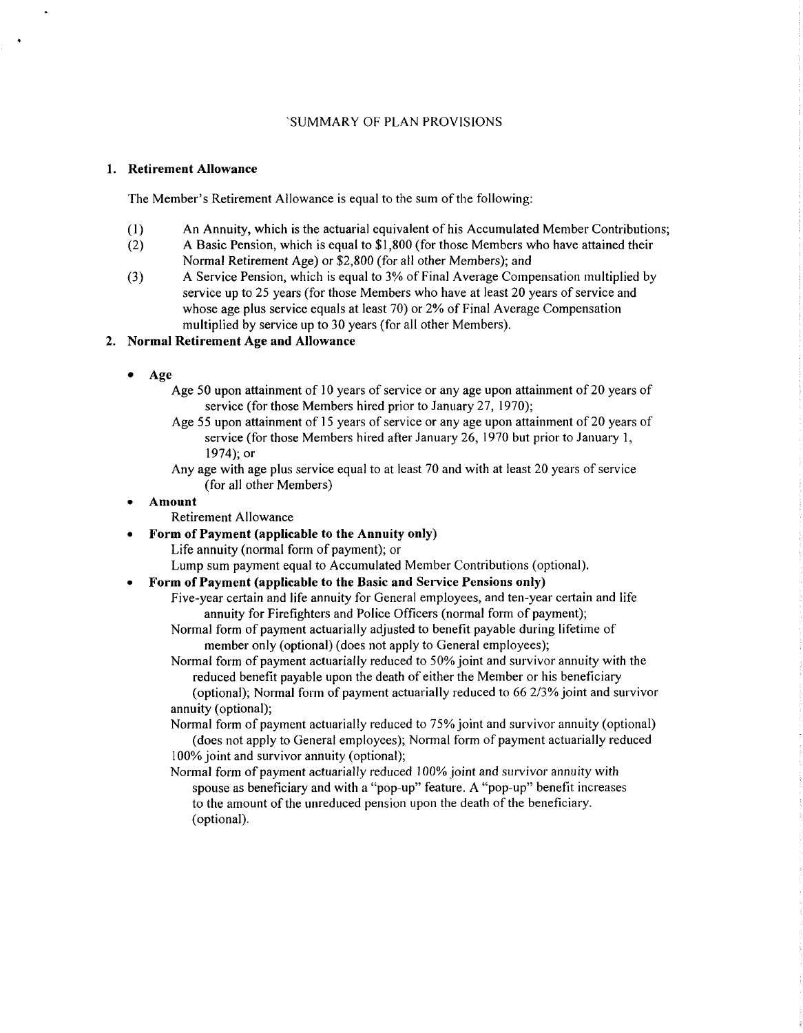# `SUMMARY OF PLAN PROVISIONS

## 1. Retirement Allowance

The Member's Retirement Allowance is equal to the sum of the following:

(1) An Annuity, which is the actuarial equivalent of his Accumulated Member Contributions;

(2) A Basic Pension, which is equal to $1,800 (for those Members who have attained their Normal Retirement Age) or $2,800 (for all other Members); and

(3) A Service Pension, which is equal to 3% of Final Average Compensation multiplied by service up to 25 years (for those Members who have at least 20 years of service and whose age plus service equals at least 70) or 2% of Final Average Compensation multiplied by service up to 30 years (for all other Members).

## 2. Normal Retirement Age and Allowance

- **Age**

  Age 50 upon attainment of 10 years of service or any age upon attainment of 20 years of service (for those Members hired prior to January 27, 1970);

  Age 55 upon attainment of 15 years of service or any age upon attainment of 20 years of service (for those Members hired after January 26, 1970 but prior to January 1, 1974); or

  Any age with age plus service equal to at least 70 and with at least 20 years of service (for all other Members)

- **Amount**

  Retirement Allowance

- **Form of Payment (applicable to the Annuity only)**

  Life annuity (normal form of payment); or

  Lump sum payment equal to Accumulated Member Contributions (optional).

- **Form of Payment (applicable to the Basic and Service Pensions only)**

  Five-year certain and life annuity for General employees, and ten-year certain and life annuity for Firefighters and Police Officers (normal form of payment);

  Normal form of payment actuarially adjusted to benefit payable during lifetime of member only (optional) (does not apply to General employees);

  Normal form of payment actuarially reduced to 50% joint and survivor annuity with the reduced benefit payable upon the death of either the Member or his beneficiary (optional); Normal form of payment actuarially reduced to 66 2/3% joint and survivor annuity (optional);

  Normal form of payment actuarially reduced to 75% joint and survivor annuity (optional) (does not apply to General employees); Normal form of payment actuarially reduced 100% joint and survivor annuity (optional);

  Normal form of payment actuarially reduced 100% joint and survivor annuity with spouse as beneficiary and with a "pop-up" feature. A "pop-up" benefit increases to the amount of the unreduced pension upon the death of the beneficiary. (optional).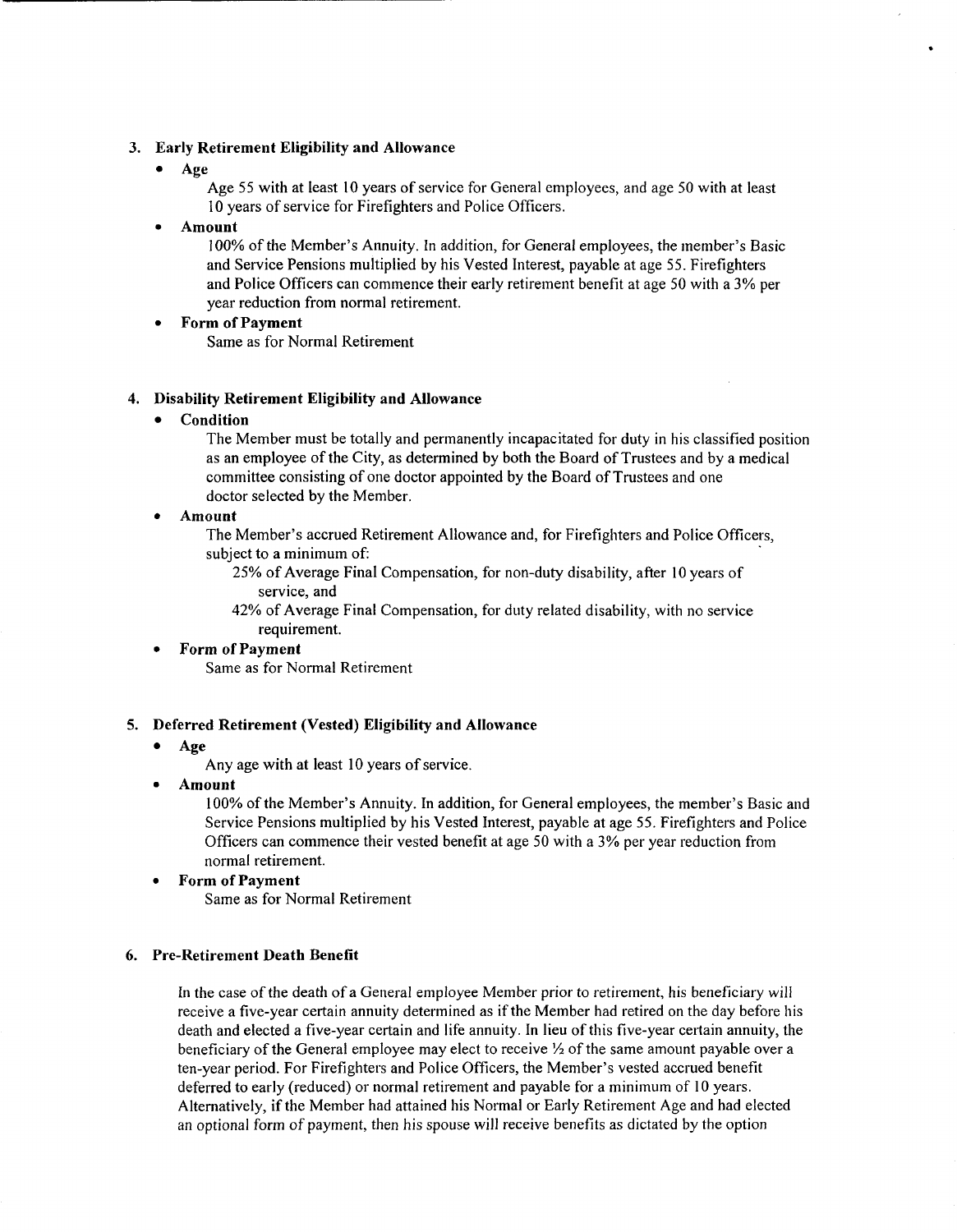3. **Early Retirement Eligibility and Allowance**

   - **Age**

     Age 55 with at least 10 years of service for General employees, and age 50 with at least 10 years of service for Firefighters and Police Officers.

   - **Amount**

     100% of the Member's Annuity. In addition, for General employees, the member's Basic and Service Pensions multiplied by his Vested Interest, payable at age 55. Firefighters and Police Officers can commence their early retirement benefit at age 50 with a 3% per year reduction from normal retirement.

   - **Form of Payment**

     Same as for Normal Retirement

4. **Disability Retirement Eligibility and Allowance**

   - **Condition**

     The Member must be totally and permanently incapacitated for duty in his classified position as an employee of the City, as determined by both the Board of Trustees and by a medical committee consisting of one doctor appointed by the Board of Trustees and one doctor selected by the Member.

   - **Amount**

     The Member's accrued Retirement Allowance and, for Firefighters and Police Officers, subject to a minimum of:

     25% of Average Final Compensation, for non-duty disability, after 10 years of service, and

     42% of Average Final Compensation, for duty related disability, with no service requirement.

   - **Form of Payment**

     Same as for Normal Retirement

5. **Deferred Retirement (Vested) Eligibility and Allowance**

   - **Age**

     Any age with at least 10 years of service.

   - **Amount**

     100% of the Member's Annuity. In addition, for General employees, the member's Basic and Service Pensions multiplied by his Vested Interest, payable at age 55. Firefighters and Police Officers can commence their vested benefit at age 50 with a 3% per year reduction from normal retirement.

   - **Form of Payment**

     Same as for Normal Retirement

6. **Pre-Retirement Death Benefit**

   In the case of the death of a General employee Member prior to retirement, his beneficiary will receive a five-year certain annuity determined as if the Member had retired on the day before his death and elected a five-year certain and life annuity. In lieu of this five-year certain annuity, the beneficiary of the General employee may elect to receive ½ of the same amount payable over a ten-year period. For Firefighters and Police Officers, the Member's vested accrued benefit deferred to early (reduced) or normal retirement and payable for a minimum of 10 years. Alternatively, if the Member had attained his Normal or Early Retirement Age and had elected an optional form of payment, then his spouse will receive benefits as dictated by the option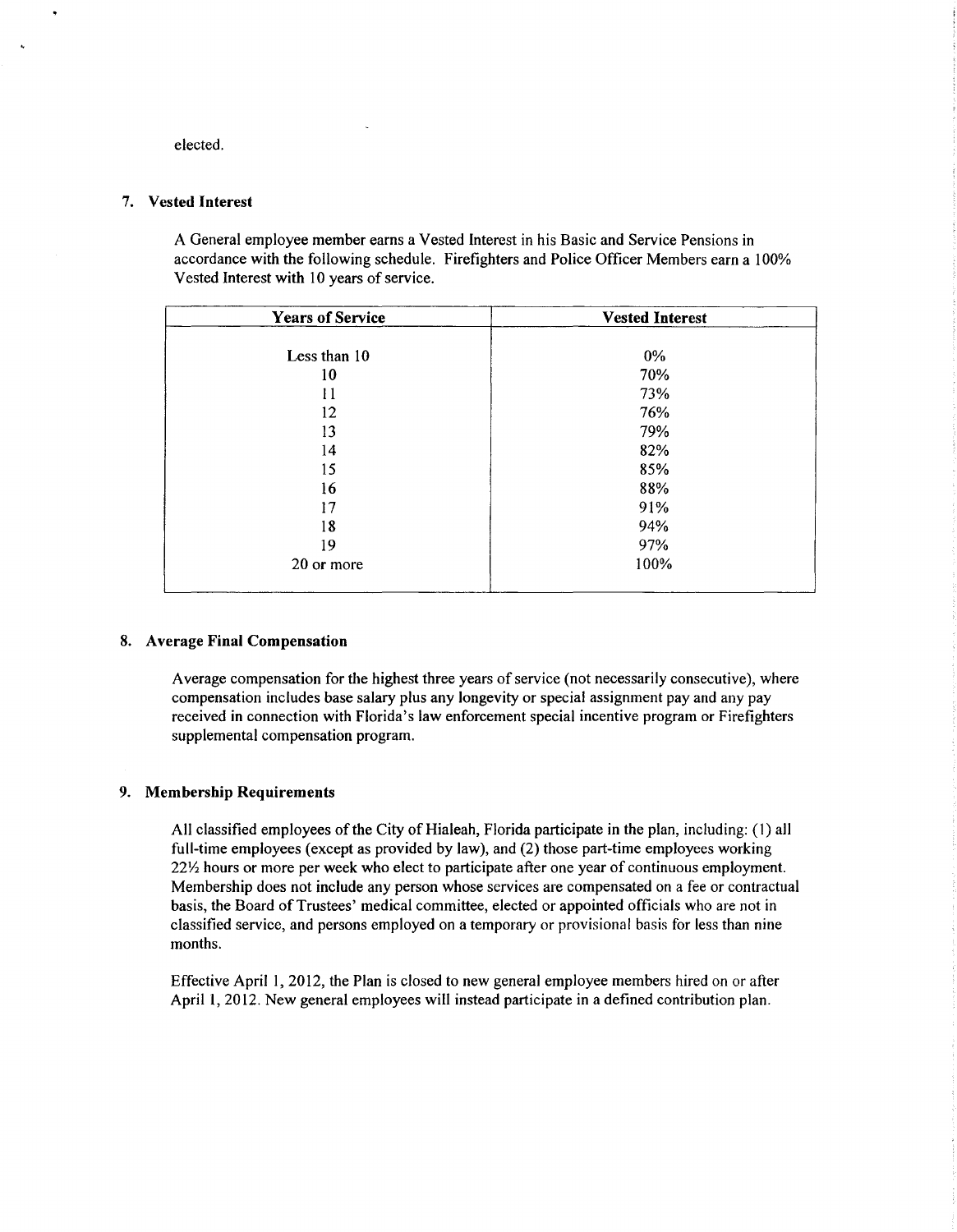elected.

**7. Vested Interest**

A General employee member earns a Vested Interest in his Basic and Service Pensions in accordance with the following schedule. Firefighters and Police Officer Members earn a 100% Vested Interest with 10 years of service.

| Years of Service | Vested Interest |
|---|---|
| Less than 10 | 0% |
| 10 | 70% |
| 11 | 73% |
| 12 | 76% |
| 13 | 79% |
| 14 | 82% |
| 15 | 85% |
| 16 | 88% |
| 17 | 91% |
| 18 | 94% |
| 19 | 97% |
| 20 or more | 100% |

**8. Average Final Compensation**

Average compensation for the highest three years of service (not necessarily consecutive), where compensation includes base salary plus any longevity or special assignment pay and any pay received in connection with Florida's law enforcement special incentive program or Firefighters supplemental compensation program.

**9. Membership Requirements**

All classified employees of the City of Hialeah, Florida participate in the plan, including: (1) all full-time employees (except as provided by law), and (2) those part-time employees working 22½ hours or more per week who elect to participate after one year of continuous employment. Membership does not include any person whose services are compensated on a fee or contractual basis, the Board of Trustees' medical committee, elected or appointed officials who are not in classified service, and persons employed on a temporary or provisional basis for less than nine months.

Effective April 1, 2012, the Plan is closed to new general employee members hired on or after April 1, 2012. New general employees will instead participate in a defined contribution plan.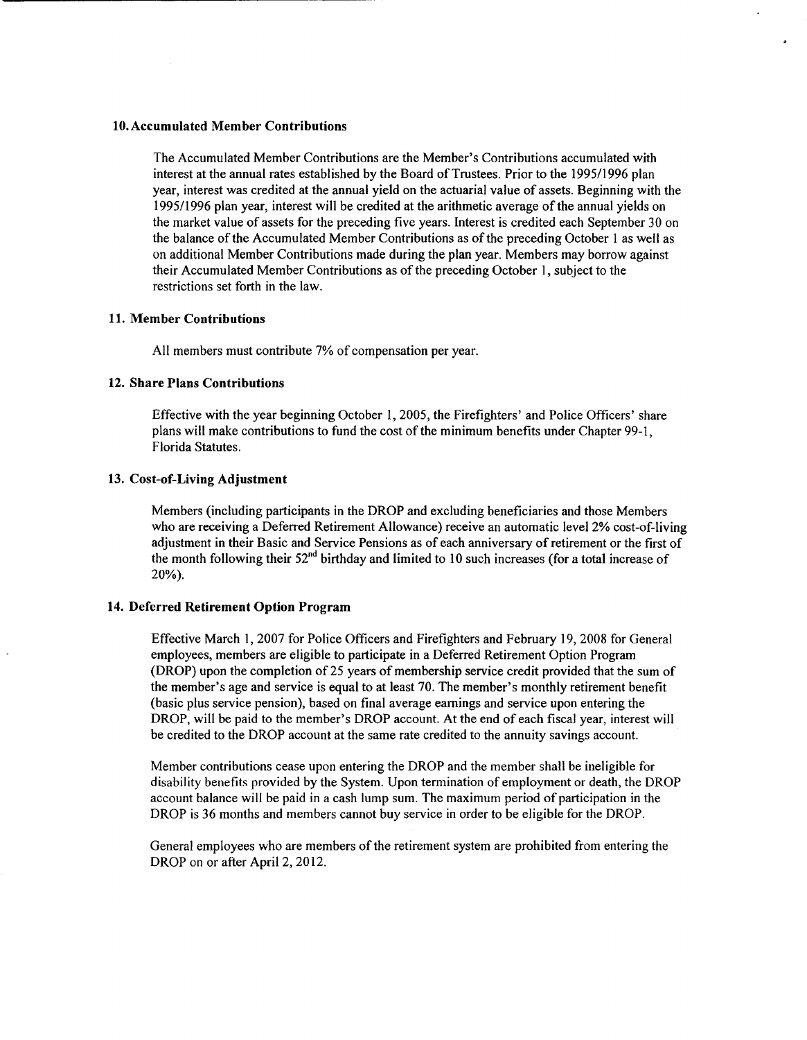### 10. Accumulated Member Contributions

The Accumulated Member Contributions are the Member's Contributions accumulated with interest at the annual rates established by the Board of Trustees. Prior to the 1995/1996 plan year, interest was credited at the annual yield on the actuarial value of assets. Beginning with the 1995/1996 plan year, interest will be credited at the arithmetic average of the annual yields on the market value of assets for the preceding five years. Interest is credited each September 30 on the balance of the Accumulated Member Contributions as of the preceding October 1 as well as on additional Member Contributions made during the plan year. Members may borrow against their Accumulated Member Contributions as of the preceding October 1, subject to the restrictions set forth in the law.

### 11. Member Contributions

All members must contribute 7% of compensation per year.

### 12. Share Plans Contributions

Effective with the year beginning October 1, 2005, the Firefighters' and Police Officers' share plans will make contributions to fund the cost of the minimum benefits under Chapter 99-1, Florida Statutes.

### 13. Cost-of-Living Adjustment

Members (including participants in the DROP and excluding beneficiaries and those Members who are receiving a Deferred Retirement Allowance) receive an automatic level 2% cost-of-living adjustment in their Basic and Service Pensions as of each anniversary of retirement or the first of the month following their 52nd birthday and limited to 10 such increases (for a total increase of 20%).

### 14. Deferred Retirement Option Program

Effective March 1, 2007 for Police Officers and Firefighters and February 19, 2008 for General employees, members are eligible to participate in a Deferred Retirement Option Program (DROP) upon the completion of 25 years of membership service credit provided that the sum of the member's age and service is equal to at least 70. The member's monthly retirement benefit (basic plus service pension), based on final average earnings and service upon entering the DROP, will be paid to the member's DROP account. At the end of each fiscal year, interest will be credited to the DROP account at the same rate credited to the annuity savings account.

Member contributions cease upon entering the DROP and the member shall be ineligible for disability benefits provided by the System. Upon termination of employment or death, the DROP account balance will be paid in a cash lump sum. The maximum period of participation in the DROP is 36 months and members cannot buy service in order to be eligible for the DROP.

General employees who are members of the retirement system are prohibited from entering the DROP on or after April 2, 2012.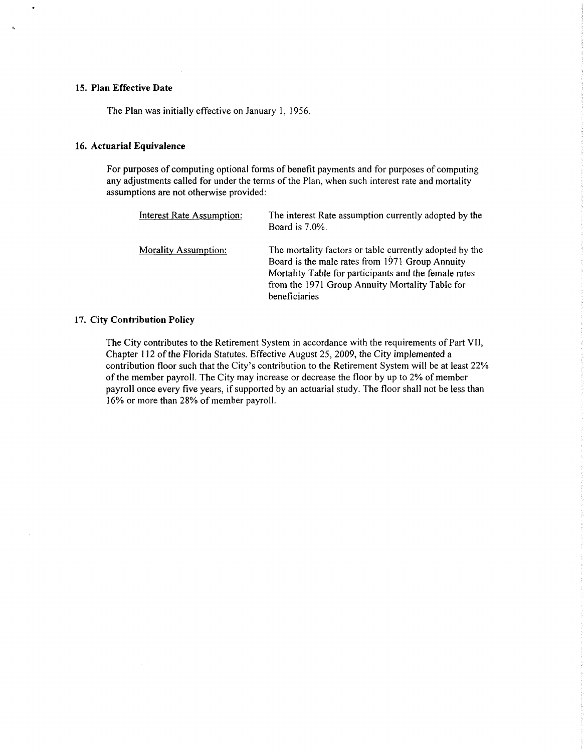### 15. Plan Effective Date

The Plan was initially effective on January 1, 1956.

### 16. Actuarial Equivalence

For purposes of computing optional forms of benefit payments and for purposes of computing any adjustments called for under the terms of the Plan, when such interest rate and mortality assumptions are not otherwise provided:

| | |
|---|---|
| Interest Rate Assumption: | The interest Rate assumption currently adopted by the Board is 7.0%. |
| Morality Assumption: | The mortality factors or table currently adopted by the Board is the male rates from 1971 Group Annuity Mortality Table for participants and the female rates from the 1971 Group Annuity Mortality Table for beneficiaries |

### 17. City Contribution Policy

The City contributes to the Retirement System in accordance with the requirements of Part VII, Chapter 112 of the Florida Statutes. Effective August 25, 2009, the City implemented a contribution floor such that the City's contribution to the Retirement System will be at least 22% of the member payroll. The City may increase or decrease the floor by up to 2% of member payroll once every five years, if supported by an actuarial study. The floor shall not be less than 16% or more than 28% of member payroll.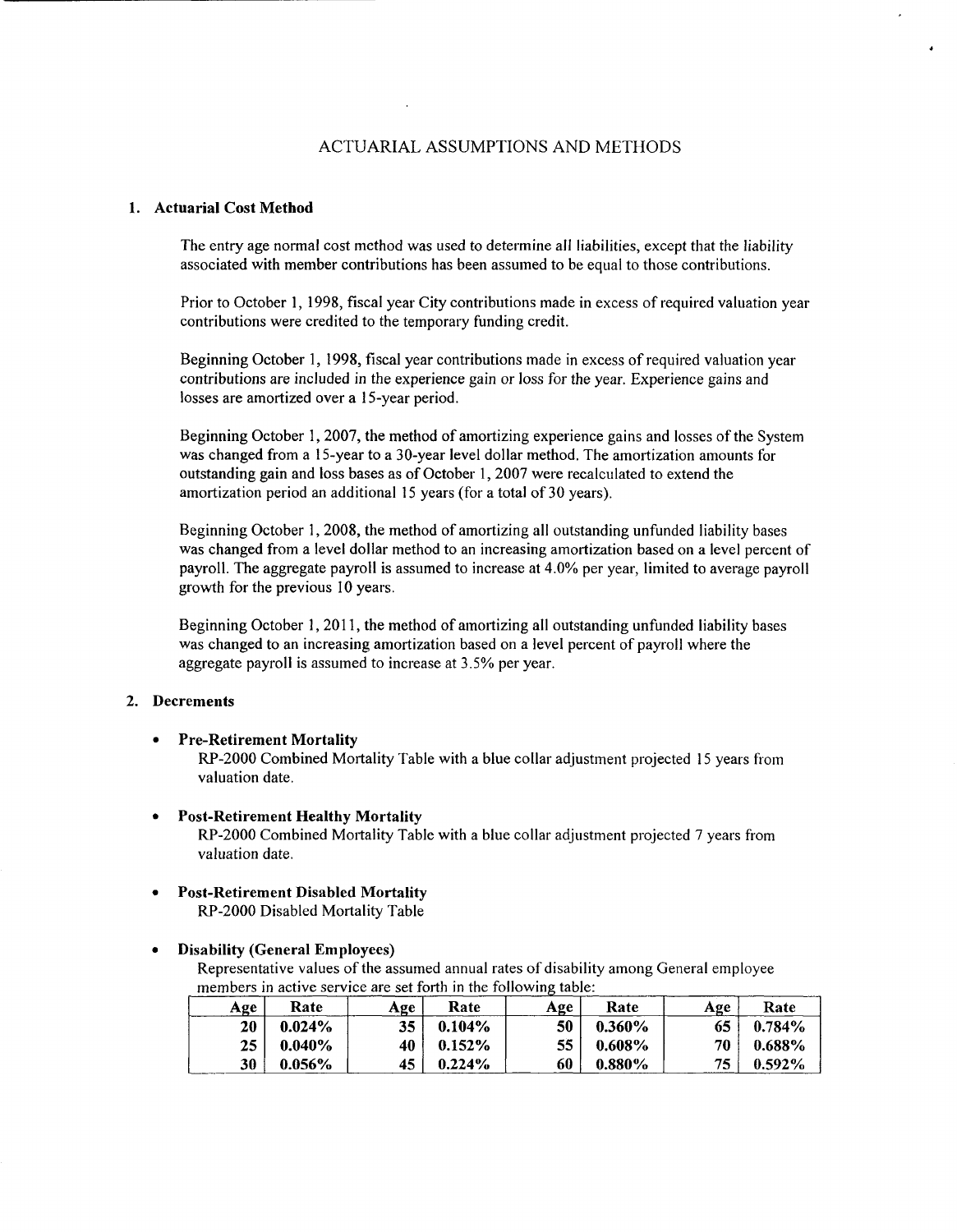# ACTUARIAL ASSUMPTIONS AND METHODS

## 1. Actuarial Cost Method

The entry age normal cost method was used to determine all liabilities, except that the liability associated with member contributions has been assumed to be equal to those contributions.

Prior to October 1, 1998, fiscal year City contributions made in excess of required valuation year contributions were credited to the temporary funding credit.

Beginning October 1, 1998, fiscal year contributions made in excess of required valuation year contributions are included in the experience gain or loss for the year. Experience gains and losses are amortized over a 15-year period.

Beginning October 1, 2007, the method of amortizing experience gains and losses of the System was changed from a 15-year to a 30-year level dollar method. The amortization amounts for outstanding gain and loss bases as of October 1, 2007 were recalculated to extend the amortization period an additional 15 years (for a total of 30 years).

Beginning October 1, 2008, the method of amortizing all outstanding unfunded liability bases was changed from a level dollar method to an increasing amortization based on a level percent of payroll. The aggregate payroll is assumed to increase at 4.0% per year, limited to average payroll growth for the previous 10 years.

Beginning October 1, 2011, the method of amortizing all outstanding unfunded liability bases was changed to an increasing amortization based on a level percent of payroll where the aggregate payroll is assumed to increase at 3.5% per year.

## 2. Decrements

- **Pre-Retirement Mortality**
  RP-2000 Combined Mortality Table with a blue collar adjustment projected 15 years from valuation date.

- **Post-Retirement Healthy Mortality**
  RP-2000 Combined Mortality Table with a blue collar adjustment projected 7 years from valuation date.

- **Post-Retirement Disabled Mortality**
  RP-2000 Disabled Mortality Table

- **Disability (General Employees)**
  Representative values of the assumed annual rates of disability among General employee members in active service are set forth in the following table:

| Age | Rate | Age | Rate | Age | Rate | Age | Rate |
|---|---|---|---|---|---|---|---|
| **20** | **0.024%** | **35** | **0.104%** | **50** | **0.360%** | **65** | **0.784%** |
| **25** | **0.040%** | **40** | **0.152%** | **55** | **0.608%** | **70** | **0.688%** |
| **30** | **0.056%** | **45** | **0.224%** | **60** | **0.880%** | **75** | **0.592%** |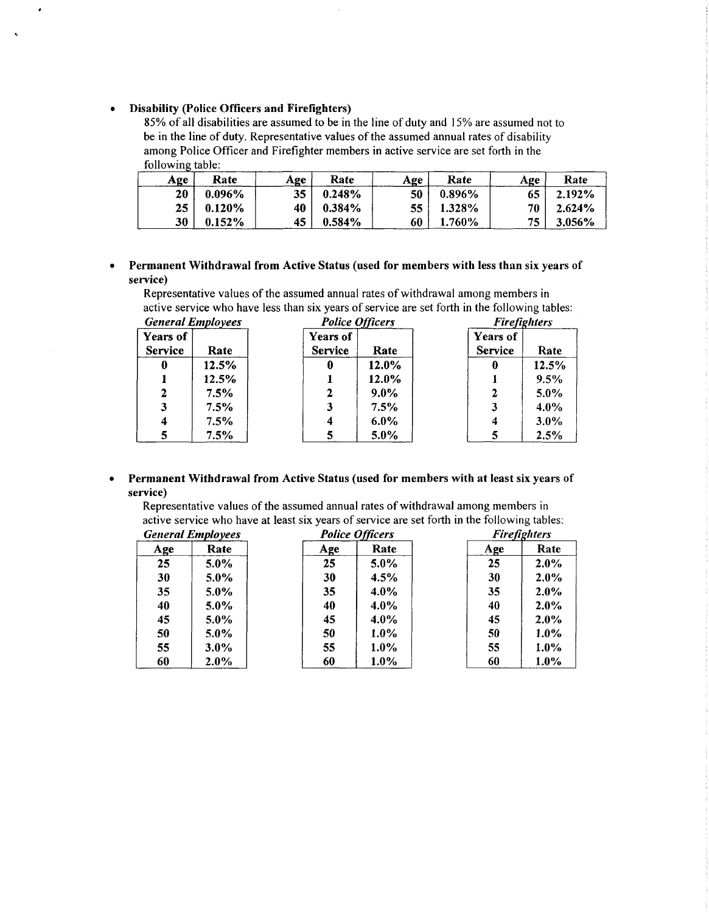- **Disability (Police Officers and Firefighters)**

  85% of all disabilities are assumed to be in the line of duty and 15% are assumed not to be in the line of duty. Representative values of the assumed annual rates of disability among Police Officer and Firefighter members in active service are set forth in the following table:

| Age | Rate | Age | Rate | Age | Rate | Age | Rate |
|---|---|---|---|---|---|---|---|
| 20 | 0.096% | 35 | 0.248% | 50 | 0.896% | 65 | 2.192% |
| 25 | 0.120% | 40 | 0.384% | 55 | 1.328% | 70 | 2.624% |
| 30 | 0.152% | 45 | 0.584% | 60 | 1.760% | 75 | 3.056% |

- **Permanent Withdrawal from Active Status (used for members with less than six years of service)**

  Representative values of the assumed annual rates of withdrawal among members in active service who have less than six years of service are set forth in the following tables:

*General Employees*

| Years of Service | Rate |
|---|---|
| 0 | 12.5% |
| 1 | 12.5% |
| 2 | 7.5% |
| 3 | 7.5% |
| 4 | 7.5% |
| 5 | 7.5% |

*Police Officers*

| Years of Service | Rate |
|---|---|
| 0 | 12.0% |
| 1 | 12.0% |
| 2 | 9.0% |
| 3 | 7.5% |
| 4 | 6.0% |
| 5 | 5.0% |

*Firefighters*

| Years of Service | Rate |
|---|---|
| 0 | 12.5% |
| 1 | 9.5% |
| 2 | 5.0% |
| 3 | 4.0% |
| 4 | 3.0% |
| 5 | 2.5% |

- **Permanent Withdrawal from Active Status (used for members with at least six years of service)**

  Representative values of the assumed annual rates of withdrawal among members in active service who have at least six years of service are set forth in the following tables:

*General Employees*

| Age | Rate |
|---|---|
| 25 | 5.0% |
| 30 | 5.0% |
| 35 | 5.0% |
| 40 | 5.0% |
| 45 | 5.0% |
| 50 | 5.0% |
| 55 | 3.0% |
| 60 | 2.0% |

*Police Officers*

| Age | Rate |
|---|---|
| 25 | 5.0% |
| 30 | 4.5% |
| 35 | 4.0% |
| 40 | 4.0% |
| 45 | 4.0% |
| 50 | 1.0% |
| 55 | 1.0% |
| 60 | 1.0% |

*Firefighters*

| Age | Rate |
|---|---|
| 25 | 2.0% |
| 30 | 2.0% |
| 35 | 2.0% |
| 40 | 2.0% |
| 45 | 2.0% |
| 50 | 1.0% |
| 55 | 1.0% |
| 60 | 1.0% |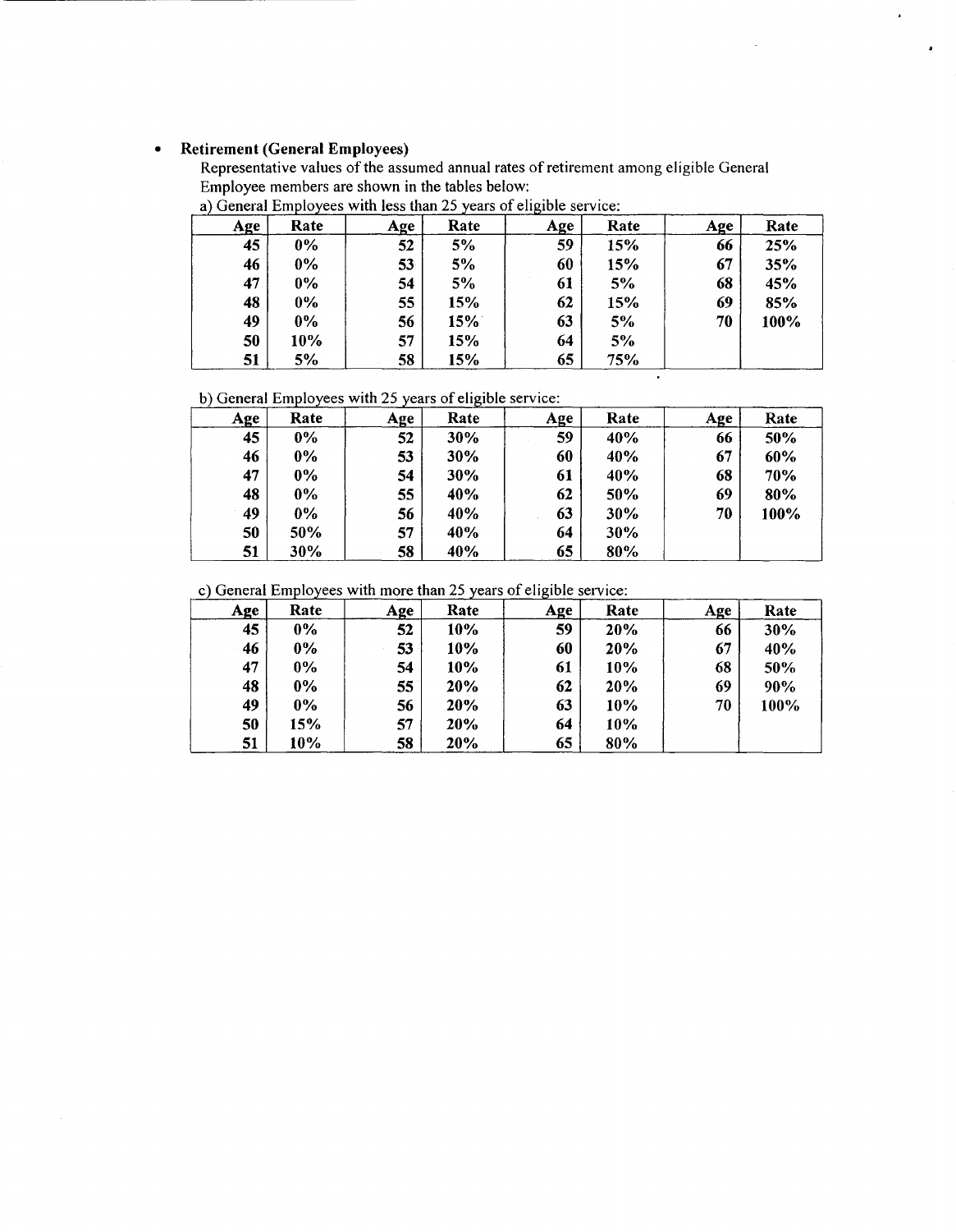- **Retirement (General Employees)**

  Representative values of the assumed annual rates of retirement among eligible General Employee members are shown in the tables below:

a) General Employees with less than 25 years of eligible service:

| Age | Rate | Age | Rate | Age | Rate | Age | Rate |
|---|---|---|---|---|---|---|---|
| 45 | 0% | 52 | 5% | 59 | 15% | 66 | 25% |
| 46 | 0% | 53 | 5% | 60 | 15% | 67 | 35% |
| 47 | 0% | 54 | 5% | 61 | 5% | 68 | 45% |
| 48 | 0% | 55 | 15% | 62 | 15% | 69 | 85% |
| 49 | 0% | 56 | 15% | 63 | 5% | 70 | 100% |
| 50 | 10% | 57 | 15% | 64 | 5% | | |
| 51 | 5% | 58 | 15% | 65 | 75% | | |

b) General Employees with 25 years of eligible service:

| Age | Rate | Age | Rate | Age | Rate | Age | Rate |
|---|---|---|---|---|---|---|---|
| 45 | 0% | 52 | 30% | 59 | 40% | 66 | 50% |
| 46 | 0% | 53 | 30% | 60 | 40% | 67 | 60% |
| 47 | 0% | 54 | 30% | 61 | 40% | 68 | 70% |
| 48 | 0% | 55 | 40% | 62 | 50% | 69 | 80% |
| 49 | 0% | 56 | 40% | 63 | 30% | 70 | 100% |
| 50 | 50% | 57 | 40% | 64 | 30% | | |
| 51 | 30% | 58 | 40% | 65 | 80% | | |

c) General Employees with more than 25 years of eligible service:

| Age | Rate | Age | Rate | Age | Rate | Age | Rate |
|---|---|---|---|---|---|---|---|
| 45 | 0% | 52 | 10% | 59 | 20% | 66 | 30% |
| 46 | 0% | 53 | 10% | 60 | 20% | 67 | 40% |
| 47 | 0% | 54 | 10% | 61 | 10% | 68 | 50% |
| 48 | 0% | 55 | 20% | 62 | 20% | 69 | 90% |
| 49 | 0% | 56 | 20% | 63 | 10% | 70 | 100% |
| 50 | 15% | 57 | 20% | 64 | 10% | | |
| 51 | 10% | 58 | 20% | 65 | 80% | | |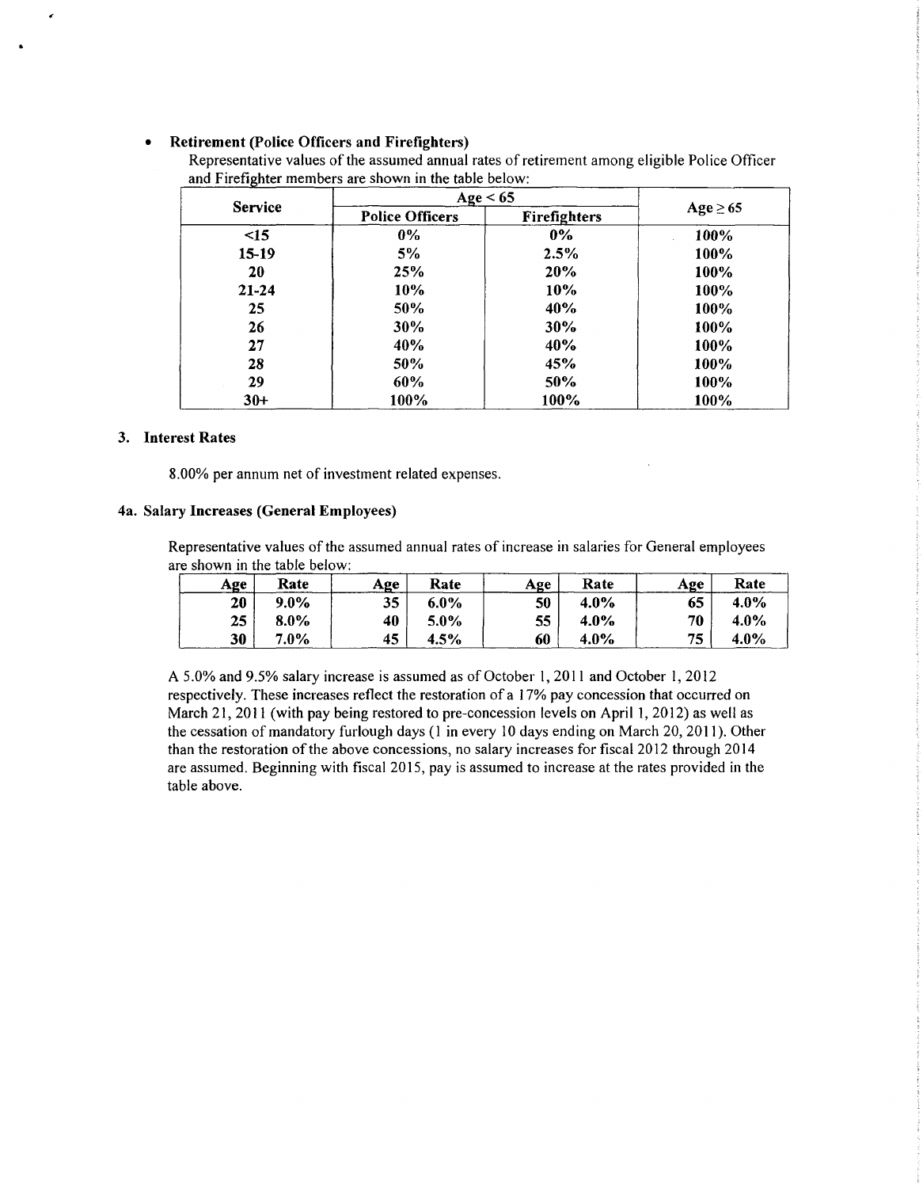- **Retirement (Police Officers and Firefighters)**

  Representative values of the assumed annual rates of retirement among eligible Police Officer and Firefighter members are shown in the table below:

| Service | Age < 65 | | Age ≥ 65 |
|---|---|---|---|
| | Police Officers | Firefighters | |
| <15 | 0% | 0% | 100% |
| 15-19 | 5% | 2.5% | 100% |
| 20 | 25% | 20% | 100% |
| 21-24 | 10% | 10% | 100% |
| 25 | 50% | 40% | 100% |
| 26 | 30% | 30% | 100% |
| 27 | 40% | 40% | 100% |
| 28 | 50% | 45% | 100% |
| 29 | 60% | 50% | 100% |
| 30+ | 100% | 100% | 100% |

### 3. Interest Rates

8.00% per annum net of investment related expenses.

### 4a. Salary Increases (General Employees)

Representative values of the assumed annual rates of increase in salaries for General employees are shown in the table below:

| Age | Rate | Age | Rate | Age | Rate | Age | Rate |
|---|---|---|---|---|---|---|---|
| 20 | 9.0% | 35 | 6.0% | 50 | 4.0% | 65 | 4.0% |
| 25 | 8.0% | 40 | 5.0% | 55 | 4.0% | 70 | 4.0% |
| 30 | 7.0% | 45 | 4.5% | 60 | 4.0% | 75 | 4.0% |

A 5.0% and 9.5% salary increase is assumed as of October 1, 2011 and October 1, 2012 respectively. These increases reflect the restoration of a 17% pay concession that occurred on March 21, 2011 (with pay being restored to pre-concession levels on April 1, 2012) as well as the cessation of mandatory furlough days (1 in every 10 days ending on March 20, 2011). Other than the restoration of the above concessions, no salary increases for fiscal 2012 through 2014 are assumed. Beginning with fiscal 2015, pay is assumed to increase at the rates provided in the table above.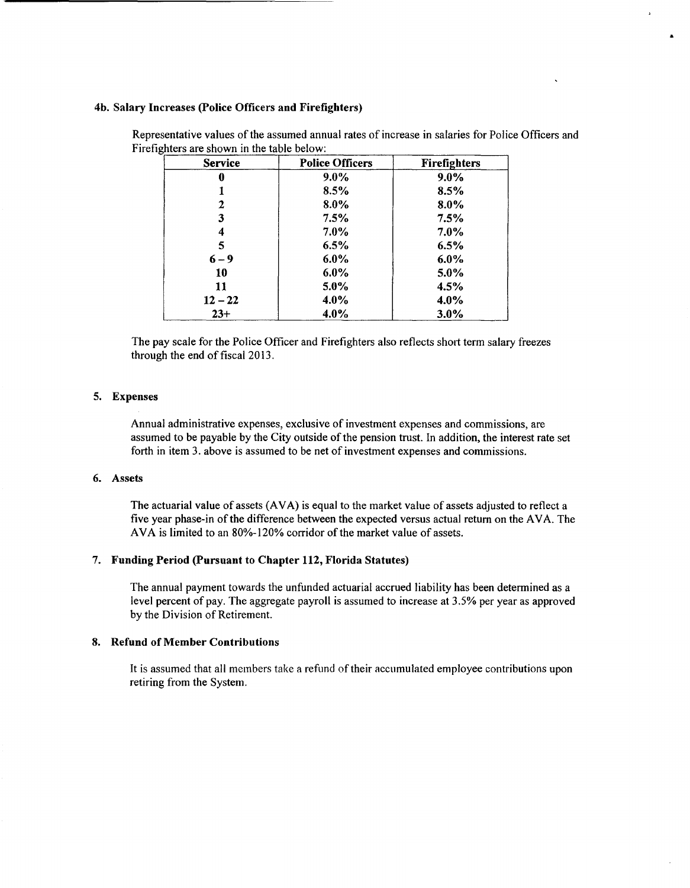#### 4b. Salary Increases (Police Officers and Firefighters)

Representative values of the assumed annual rates of increase in salaries for Police Officers and Firefighters are shown in the table below:

| Service | Police Officers | Firefighters |
|---|---|---|
| 0 | 9.0% | 9.0% |
| 1 | 8.5% | 8.5% |
| 2 | 8.0% | 8.0% |
| 3 | 7.5% | 7.5% |
| 4 | 7.0% | 7.0% |
| 5 | 6.5% | 6.5% |
| 6 – 9 | 6.0% | 6.0% |
| 10 | 6.0% | 5.0% |
| 11 | 5.0% | 4.5% |
| 12 – 22 | 4.0% | 4.0% |
| 23+ | 4.0% | 3.0% |

The pay scale for the Police Officer and Firefighters also reflects short term salary freezes through the end of fiscal 2013.

#### 5. Expenses

Annual administrative expenses, exclusive of investment expenses and commissions, are assumed to be payable by the City outside of the pension trust. In addition, the interest rate set forth in item 3. above is assumed to be net of investment expenses and commissions.

#### 6. Assets

The actuarial value of assets (AVA) is equal to the market value of assets adjusted to reflect a five year phase-in of the difference between the expected versus actual return on the AVA. The AVA is limited to an 80%-120% corridor of the market value of assets.

#### 7. Funding Period (Pursuant to Chapter 112, Florida Statutes)

The annual payment towards the unfunded actuarial accrued liability has been determined as a level percent of pay. The aggregate payroll is assumed to increase at 3.5% per year as approved by the Division of Retirement.

#### 8. Refund of Member Contributions

It is assumed that all members take a refund of their accumulated employee contributions upon retiring from the System.